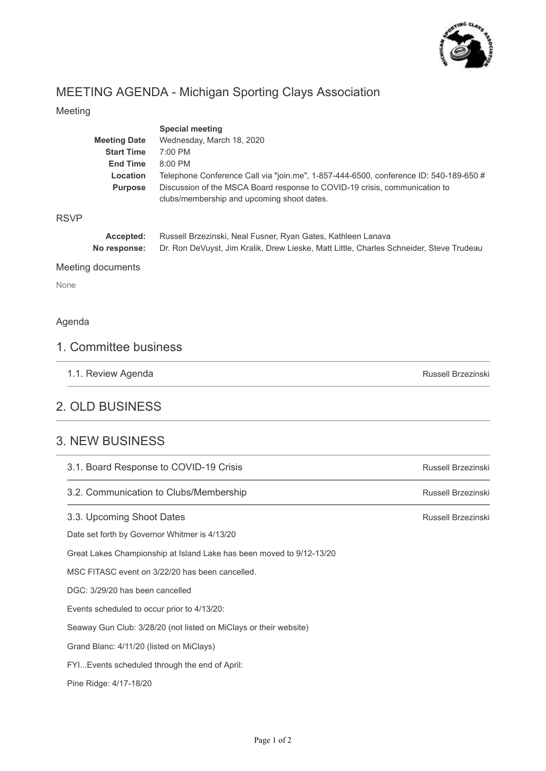# MEETING AGENDA - Michigan Sporting Clays Association

## Meeting

| | |
|---|---|
| | **Special meeting** |
| **Meeting Date** | Wednesday, March 18, 2020 |
| **Start Time** | 7:00 PM |
| **End Time** | 8:00 PM |
| **Location** | Telephone Conference Call via "join.me", 1-857-444-6500, conference ID: 540-189-650 # |
| **Purpose** | Discussion of the MSCA Board response to COVID-19 crisis, communication to clubs/membership and upcoming shoot dates. |

## RSVP

| | |
|---|---|
| **Accepted:** | Russell Brzezinski, Neal Fusner, Ryan Gates, Kathleen Lanava |
| **No response:** | Dr. Ron DeVuyst, Jim Kralik, Drew Lieske, Matt Little, Charles Schneider, Steve Trudeau |

## Meeting documents

None

## Agenda

# 1. Committee business

1.1. Review Agenda — Russell Brzezinski

# 2. OLD BUSINESS

# 3. NEW BUSINESS

3.1. Board Response to COVID-19 Crisis — Russell Brzezinski

3.2. Communication to Clubs/Membership — Russell Brzezinski

3.3. Upcoming Shoot Dates — Russell Brzezinski

Date set forth by Governor Whitmer is 4/13/20

Great Lakes Championship at Island Lake has been moved to 9/12-13/20

MSC FITASC event on 3/22/20 has been cancelled.

DGC: 3/29/20 has been cancelled

Events scheduled to occur prior to 4/13/20:

Seaway Gun Club: 3/28/20 (not listed on MiClays or their website)

Grand Blanc: 4/11/20 (listed on MiClays)

FYI...Events scheduled through the end of April:

Pine Ridge: 4/17-18/20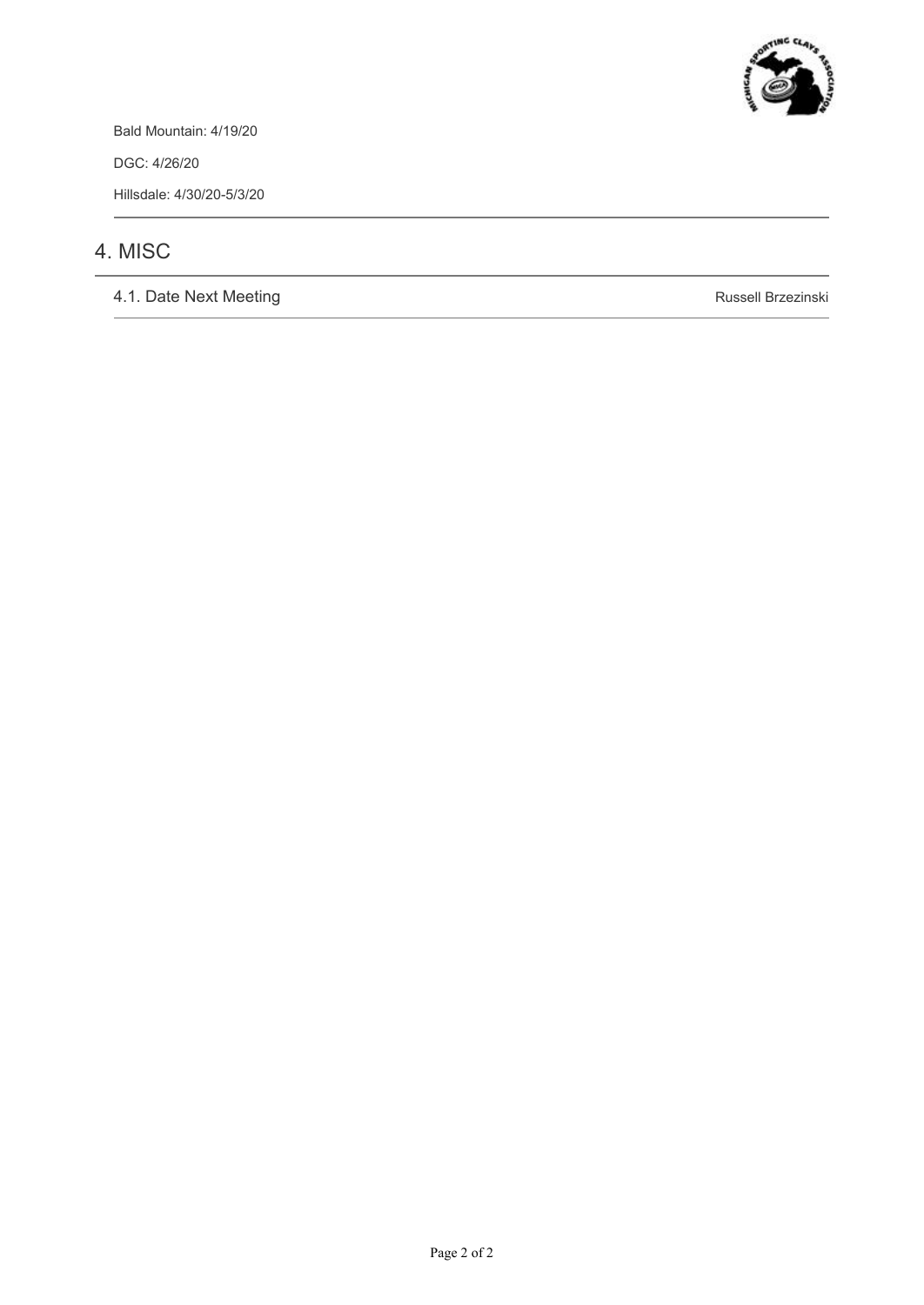Bald Mountain: 4/19/20

DGC: 4/26/20

Hillsdale: 4/30/20-5/3/20

## 4. MISC

### 4.1. Date Next Meeting

Russell Brzezinski